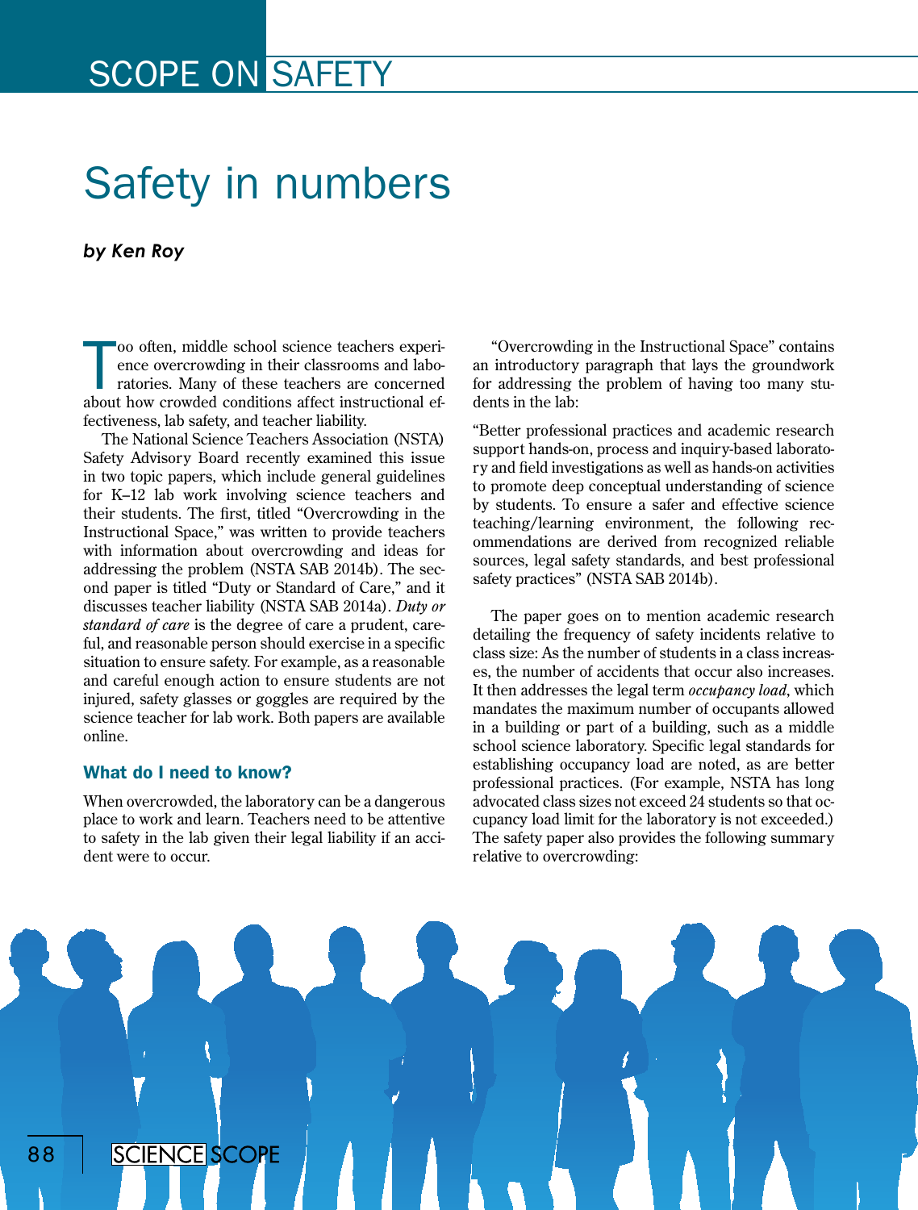SCOPE ON SAFETY

# Safety in numbers

***by Ken Roy***

Too often, middle school science teachers experience overcrowding in their classrooms and laboratories. Many of these teachers are concerned about how crowded conditions affect instructional effectiveness, lab safety, and teacher liability.

The National Science Teachers Association (NSTA) Safety Advisory Board recently examined this issue in two topic papers, which include general guidelines for K–12 lab work involving science teachers and their students. The first, titled "Overcrowding in the Instructional Space," was written to provide teachers with information about overcrowding and ideas for addressing the problem (NSTA SAB 2014b). The second paper is titled "Duty or Standard of Care," and it discusses teacher liability (NSTA SAB 2014a). *Duty or standard of care* is the degree of care a prudent, careful, and reasonable person should exercise in a specific situation to ensure safety. For example, as a reasonable and careful enough action to ensure students are not injured, safety glasses or goggles are required by the science teacher for lab work. Both papers are available online.

### What do I need to know?

When overcrowded, the laboratory can be a dangerous place to work and learn. Teachers need to be attentive to safety in the lab given their legal liability if an accident were to occur.

"Overcrowding in the Instructional Space" contains an introductory paragraph that lays the groundwork for addressing the problem of having too many students in the lab:

"Better professional practices and academic research support hands-on, process and inquiry-based laboratory and field investigations as well as hands-on activities to promote deep conceptual understanding of science by students. To ensure a safer and effective science teaching/learning environment, the following recommendations are derived from recognized reliable sources, legal safety standards, and best professional safety practices" (NSTA SAB 2014b).

The paper goes on to mention academic research detailing the frequency of safety incidents relative to class size: As the number of students in a class increases, the number of accidents that occur also increases. It then addresses the legal term *occupancy load*, which mandates the maximum number of occupants allowed in a building or part of a building, such as a middle school science laboratory. Specific legal standards for establishing occupancy load are noted, as are better professional practices. (For example, NSTA has long advocated class sizes not exceed 24 students so that occupancy load limit for the laboratory is not exceeded.) The safety paper also provides the following summary relative to overcrowding: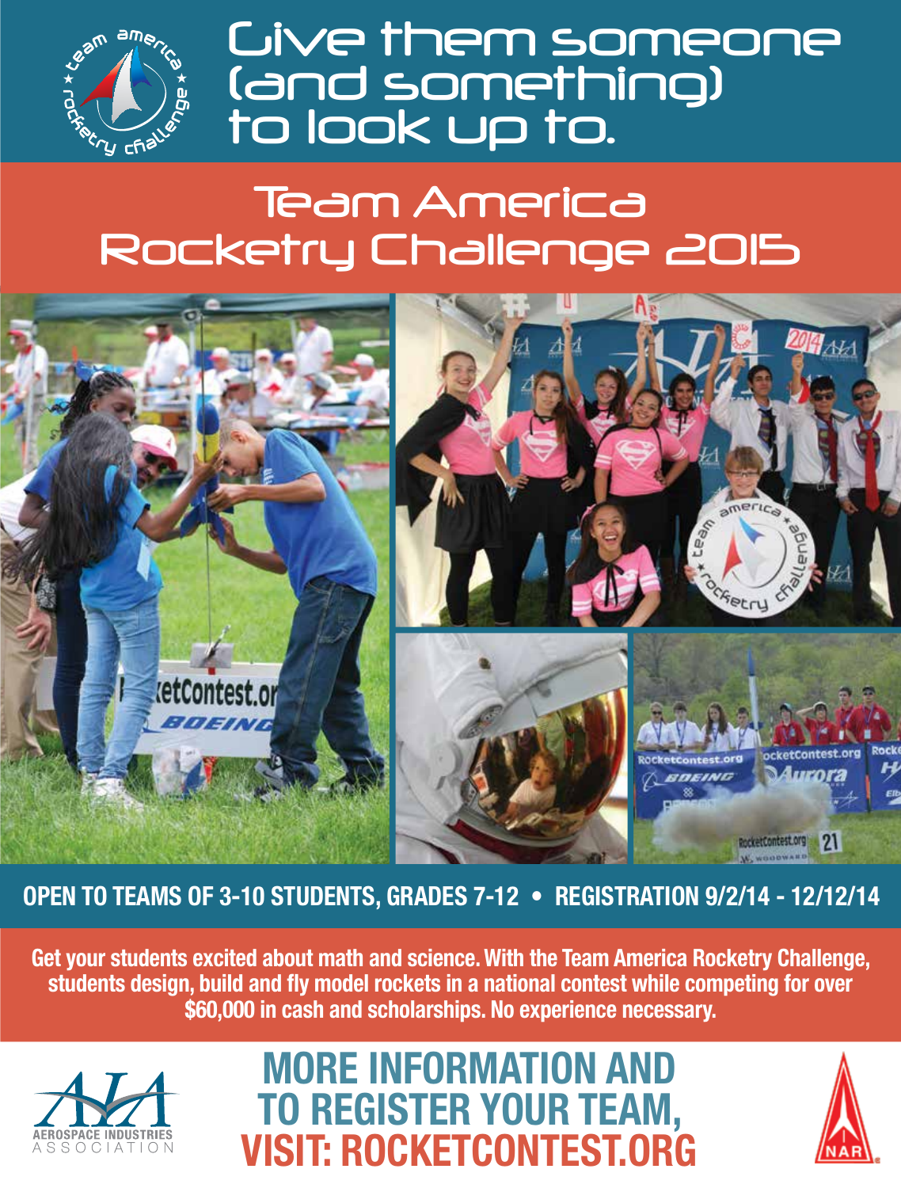# Give them someone (and something) to look up to.

## Team America Rocketry Challenge 2015

**OPEN TO TEAMS OF 3-10 STUDENTS, GRADES 7-12 • REGISTRATION 9/2/14 - 12/12/14**

**Get your students excited about math and science. With the Team America Rocketry Challenge, students design, build and fly model rockets in a national contest while competing for over $60,000 in cash and scholarships. No experience necessary.**

AEROSPACE INDUSTRIES ASSOCIATION

## MORE INFORMATION AND TO REGISTER YOUR TEAM, VISIT: ROCKETCONTEST.ORG

NAR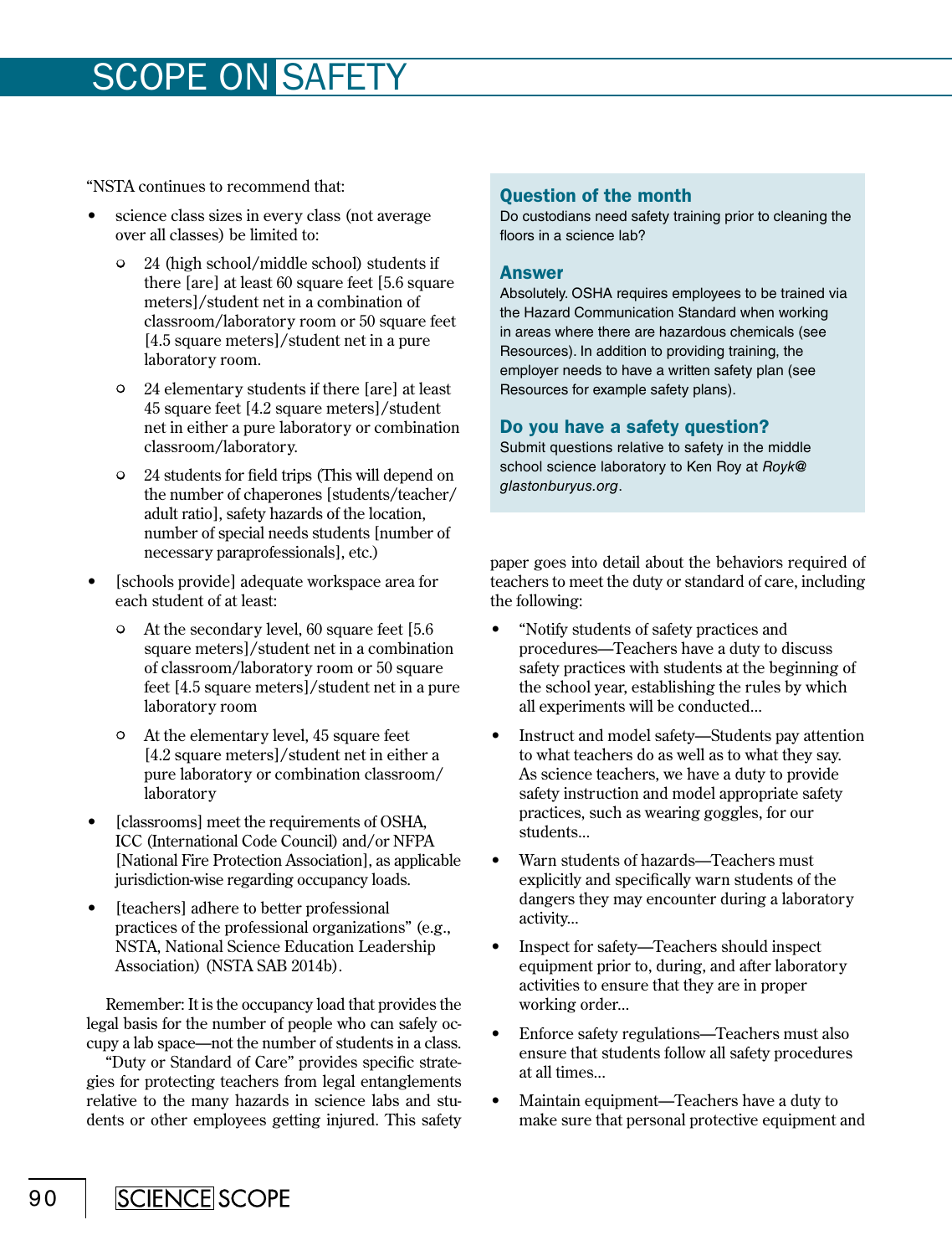"NSTA continues to recommend that:

- science class sizes in every class (not average over all classes) be limited to:
  - 24 (high school/middle school) students if there [are] at least 60 square feet [5.6 square meters]/student net in a combination of classroom/laboratory room or 50 square feet [4.5 square meters]/student net in a pure laboratory room.
  - 24 elementary students if there [are] at least 45 square feet [4.2 square meters]/student net in either a pure laboratory or combination classroom/laboratory.
  - 24 students for field trips (This will depend on the number of chaperones [students/teacher/adult ratio], safety hazards of the location, number of special needs students [number of necessary paraprofessionals], etc.)
- [schools provide] adequate workspace area for each student of at least:
  - At the secondary level, 60 square feet [5.6 square meters]/student net in a combination of classroom/laboratory room or 50 square feet [4.5 square meters]/student net in a pure laboratory room
  - At the elementary level, 45 square feet [4.2 square meters]/student net in either a pure laboratory or combination classroom/laboratory
- [classrooms] meet the requirements of OSHA, ICC (International Code Council) and/or NFPA [National Fire Protection Association], as applicable jurisdiction-wise regarding occupancy loads.
- [teachers] adhere to better professional practices of the professional organizations" (e.g., NSTA, National Science Education Leadership Association) (NSTA SAB 2014b).

Remember: It is the occupancy load that provides the legal basis for the number of people who can safely occupy a lab space—not the number of students in a class.

"Duty or Standard of Care" provides specific strategies for protecting teachers from legal entanglements relative to the many hazards in science labs and students or other employees getting injured. This safety paper goes into detail about the behaviors required of teachers to meet the duty or standard of care, including the following:

- "Notify students of safety practices and procedures—Teachers have a duty to discuss safety practices with students at the beginning of the school year, establishing the rules by which all experiments will be conducted...
- Instruct and model safety—Students pay attention to what teachers do as well as to what they say. As science teachers, we have a duty to provide safety instruction and model appropriate safety practices, such as wearing goggles, for our students...
- Warn students of hazards—Teachers must explicitly and specifically warn students of the dangers they may encounter during a laboratory activity...
- Inspect for safety—Teachers should inspect equipment prior to, during, and after laboratory activities to ensure that they are in proper working order...
- Enforce safety regulations—Teachers must also ensure that students follow all safety procedures at all times...
- Maintain equipment—Teachers have a duty to make sure that personal protective equipment and

### Question of the month

Do custodians need safety training prior to cleaning the floors in a science lab?

### Answer

Absolutely. OSHA requires employees to be trained via the Hazard Communication Standard when working in areas where there are hazardous chemicals (see Resources). In addition to providing training, the employer needs to have a written safety plan (see Resources for example safety plans).

### Do you have a safety question?

Submit questions relative to safety in the middle school science laboratory to Ken Roy at *Royk@glastonburyus.org*.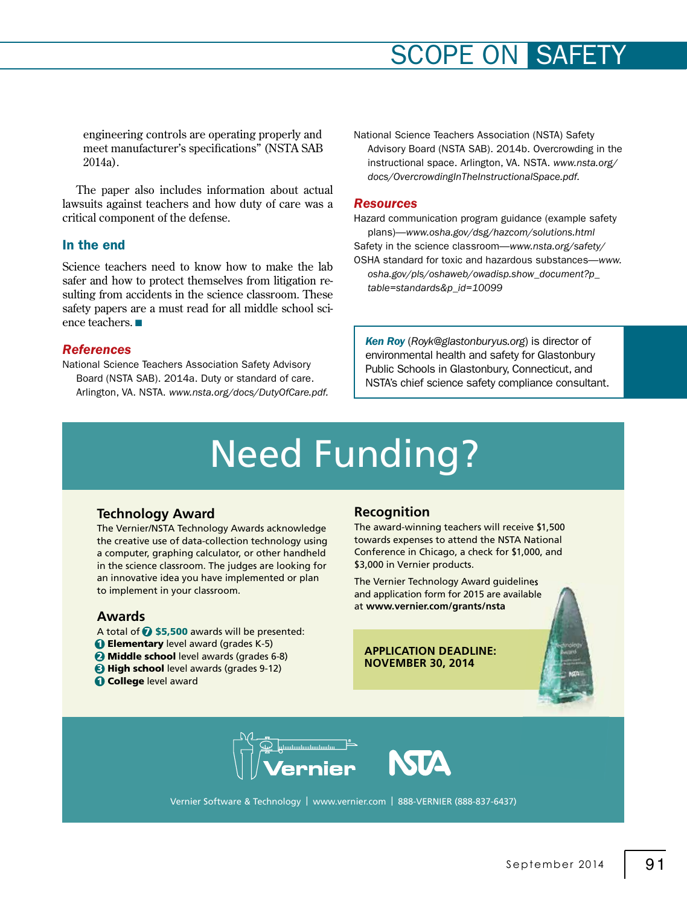engineering controls are operating properly and meet manufacturer's specifications" (NSTA SAB 2014a).

The paper also includes information about actual lawsuits against teachers and how duty of care was a critical component of the defense.

## In the end

Science teachers need to know how to make the lab safer and how to protect themselves from litigation resulting from accidents in the science classroom. These safety papers are a must read for all middle school science teachers. ■

## References

National Science Teachers Association Safety Advisory Board (NSTA SAB). 2014a. Duty or standard of care. Arlington, VA. NSTA. *www.nsta.org/docs/DutyOfCare.pdf.*

National Science Teachers Association (NSTA) Safety Advisory Board (NSTA SAB). 2014b. Overcrowding in the instructional space. Arlington, VA. NSTA. *www.nsta.org/docs/OvercrowdingInTheInstructionalSpace.pdf.*

## Resources

Hazard communication program guidance (example safety plans)—*www.osha.gov/dsg/hazcom/solutions.html*

Safety in the science classroom—*www.nsta.org/safety/*

OSHA standard for toxic and hazardous substances—*www.osha.gov/pls/oshaweb/owadisp.show_document?p_table=standards&p_id=10099*

***Ken Roy*** (*Royk@glastonburyus.org*) is director of environmental health and safety for Glastonbury Public Schools in Glastonbury, Connecticut, and NSTA's chief science safety compliance consultant.

# Need Funding?

### Technology Award

The Vernier/NSTA Technology Awards acknowledge the creative use of data-collection technology using a computer, graphing calculator, or other handheld in the science classroom. The judges are looking for an innovative idea you have implemented or plan to implement in your classroom.

### Awards

A total of 7 **$5,500** awards will be presented:

- 1 **Elementary** level award (grades K-5)
- 2 **Middle school** level awards (grades 6-8)
- 3 **High school** level awards (grades 9-12)
- 1 **College** level award

### Recognition

The award-winning teachers will receive $1,500 towards expenses to attend the NSTA National Conference in Chicago, a check for $1,000, and $3,000 in Vernier products.

The Vernier Technology Award guidelines and application form for 2015 are available at **www.vernier.com/grants/nsta**

**APPLICATION DEADLINE: NOVEMBER 30, 2014**

Vernier Software & Technology | www.vernier.com | 888-VERNIER (888-837-6437)